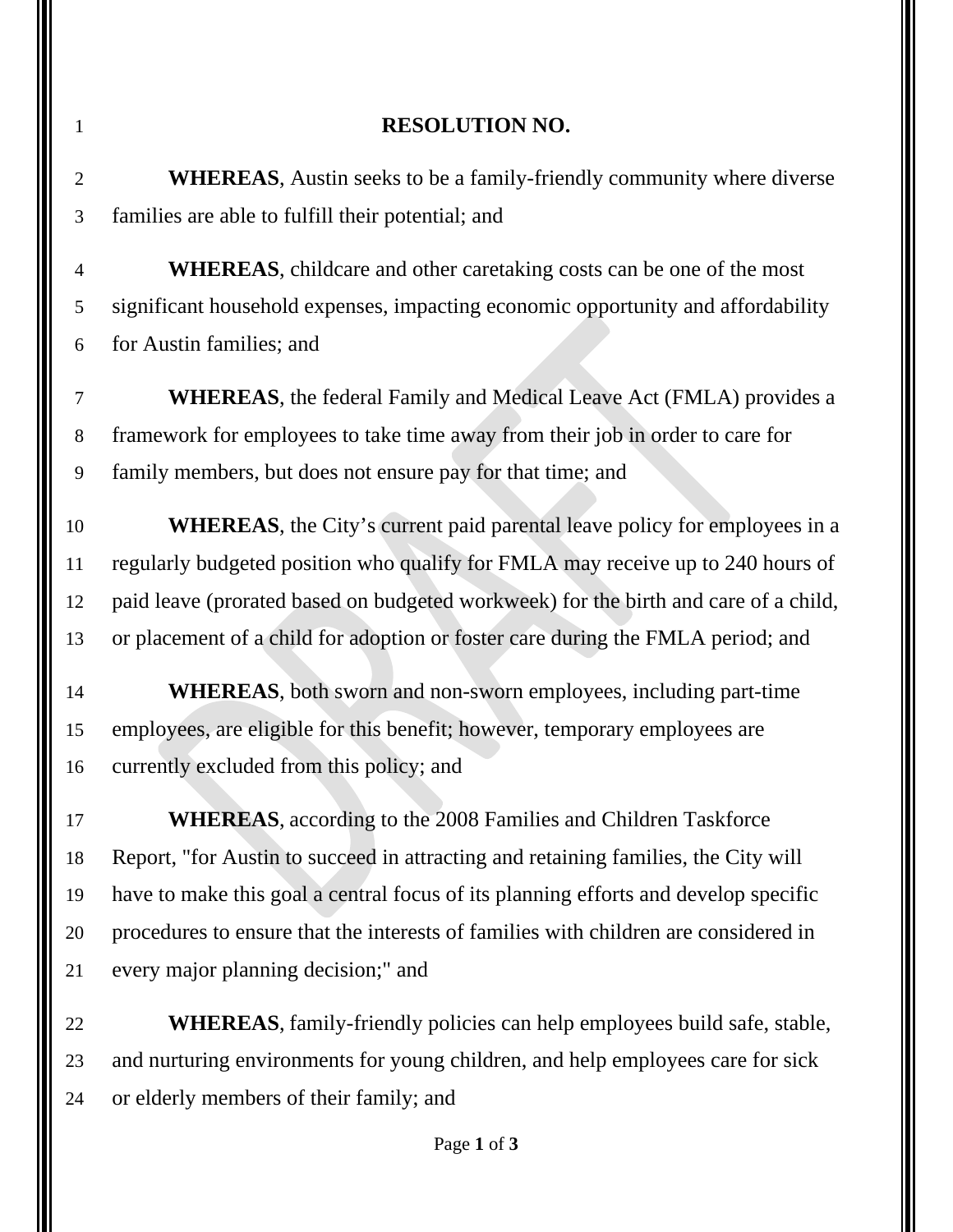# RESOLUTION NO.

**WHEREAS**, Austin seeks to be a family-friendly community where diverse families are able to fulfill their potential; and

**WHEREAS**, childcare and other caretaking costs can be one of the most significant household expenses, impacting economic opportunity and affordability for Austin families; and

**WHEREAS**, the federal Family and Medical Leave Act (FMLA) provides a framework for employees to take time away from their job in order to care for family members, but does not ensure pay for that time; and

**WHEREAS**, the City's current paid parental leave policy for employees in a regularly budgeted position who qualify for FMLA may receive up to 240 hours of paid leave (prorated based on budgeted workweek) for the birth and care of a child, or placement of a child for adoption or foster care during the FMLA period; and

**WHEREAS**, both sworn and non-sworn employees, including part-time employees, are eligible for this benefit; however, temporary employees are currently excluded from this policy; and

**WHEREAS**, according to the 2008 Families and Children Taskforce Report, "for Austin to succeed in attracting and retaining families, the City will have to make this goal a central focus of its planning efforts and develop specific procedures to ensure that the interests of families with children are considered in every major planning decision;" and

**WHEREAS**, family-friendly policies can help employees build safe, stable, and nurturing environments for young children, and help employees care for sick or elderly members of their family; and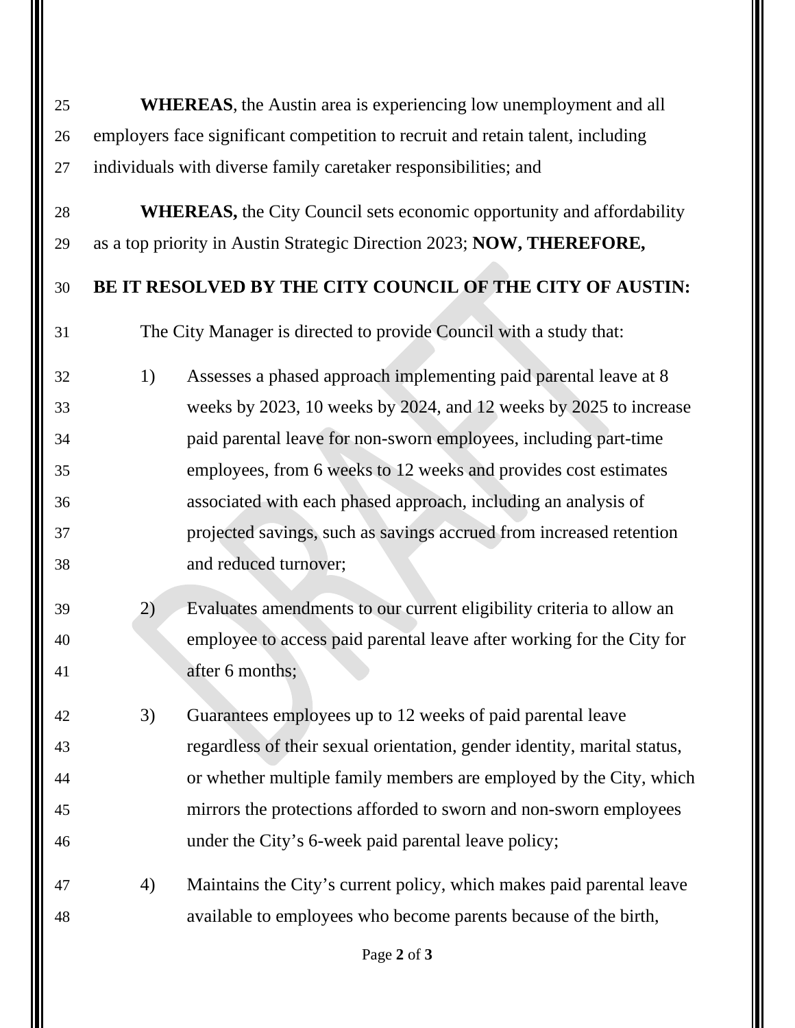**WHEREAS**, the Austin area is experiencing low unemployment and all employers face significant competition to recruit and retain talent, including individuals with diverse family caretaker responsibilities; and

**WHEREAS,** the City Council sets economic opportunity and affordability as a top priority in Austin Strategic Direction 2023; **NOW, THEREFORE,**

**BE IT RESOLVED BY THE CITY COUNCIL OF THE CITY OF AUSTIN:**

The City Manager is directed to provide Council with a study that:

1) Assesses a phased approach implementing paid parental leave at 8 weeks by 2023, 10 weeks by 2024, and 12 weeks by 2025 to increase paid parental leave for non-sworn employees, including part-time employees, from 6 weeks to 12 weeks and provides cost estimates associated with each phased approach, including an analysis of projected savings, such as savings accrued from increased retention and reduced turnover;

2) Evaluates amendments to our current eligibility criteria to allow an employee to access paid parental leave after working for the City for after 6 months;

3) Guarantees employees up to 12 weeks of paid parental leave regardless of their sexual orientation, gender identity, marital status, or whether multiple family members are employed by the City, which mirrors the protections afforded to sworn and non-sworn employees under the City's 6-week paid parental leave policy;

4) Maintains the City's current policy, which makes paid parental leave available to employees who become parents because of the birth,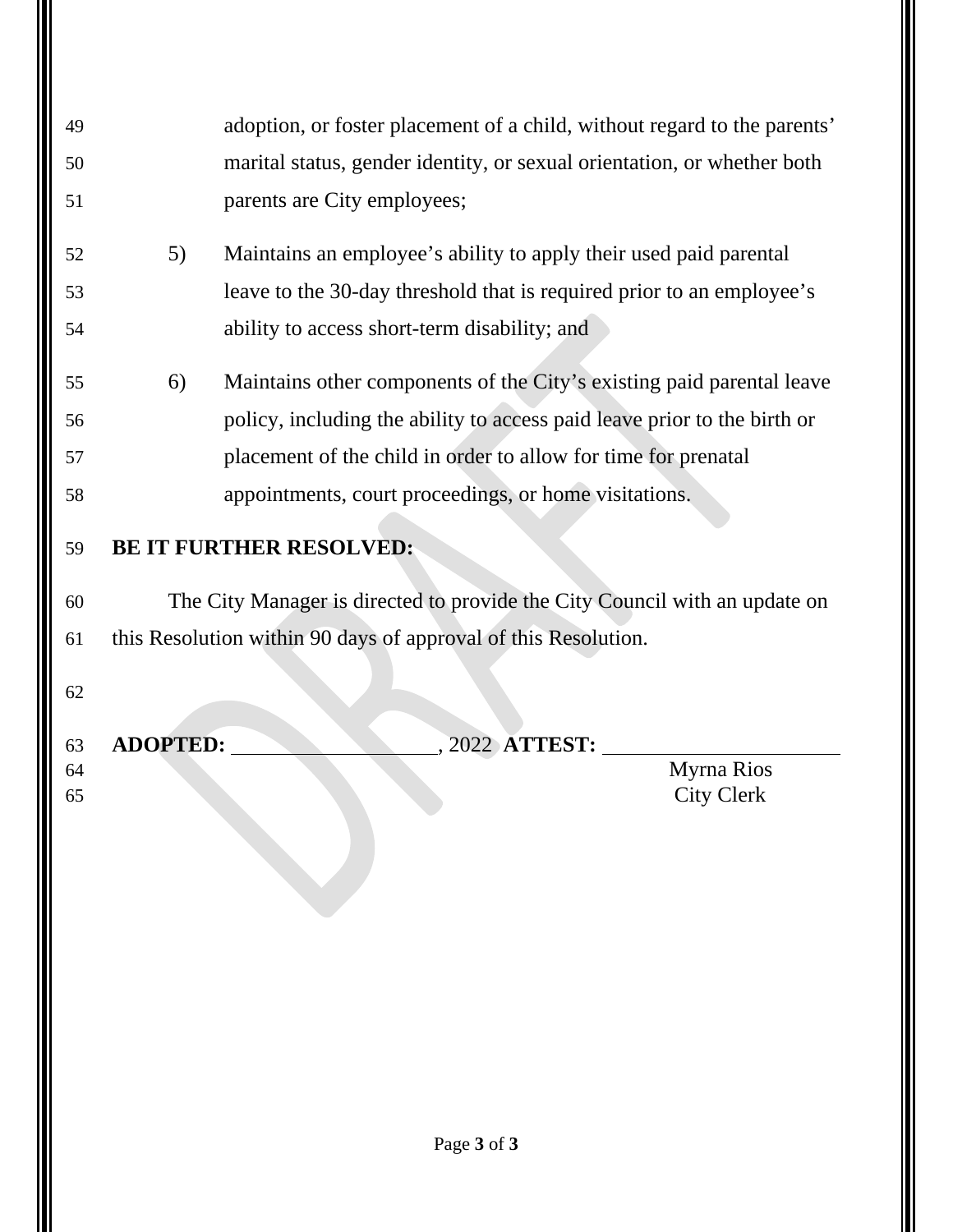adoption, or foster placement of a child, without regard to the parents' marital status, gender identity, or sexual orientation, or whether both parents are City employees;

5) Maintains an employee's ability to apply their used paid parental leave to the 30-day threshold that is required prior to an employee's ability to access short-term disability; and

6) Maintains other components of the City's existing paid parental leave policy, including the ability to access paid leave prior to the birth or placement of the child in order to allow for time for prenatal appointments, court proceedings, or home visitations.

**BE IT FURTHER RESOLVED:**

The City Manager is directed to provide the City Council with an update on this Resolution within 90 days of approval of this Resolution.

**ADOPTED:** \_\_\_\_\_\_\_\_\_\_\_\_\_\_\_\_\_\_\_\_, 2022 **ATTEST:** \_\_\_\_\_\_\_\_\_\_\_\_\_\_\_\_\_\_\_\_\_\_

Myrna Rios
City Clerk